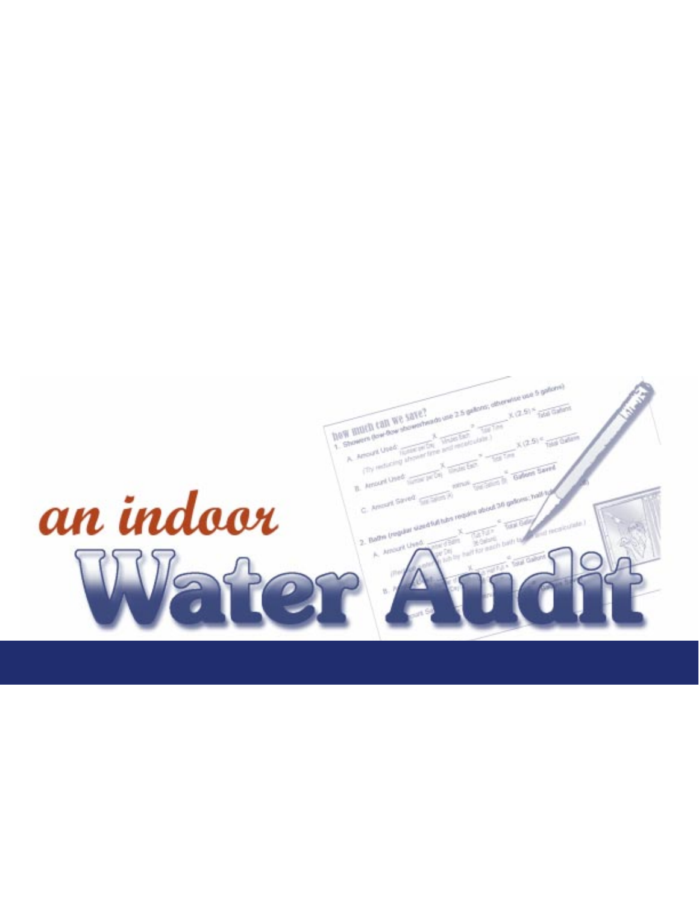# an indoor Water Audit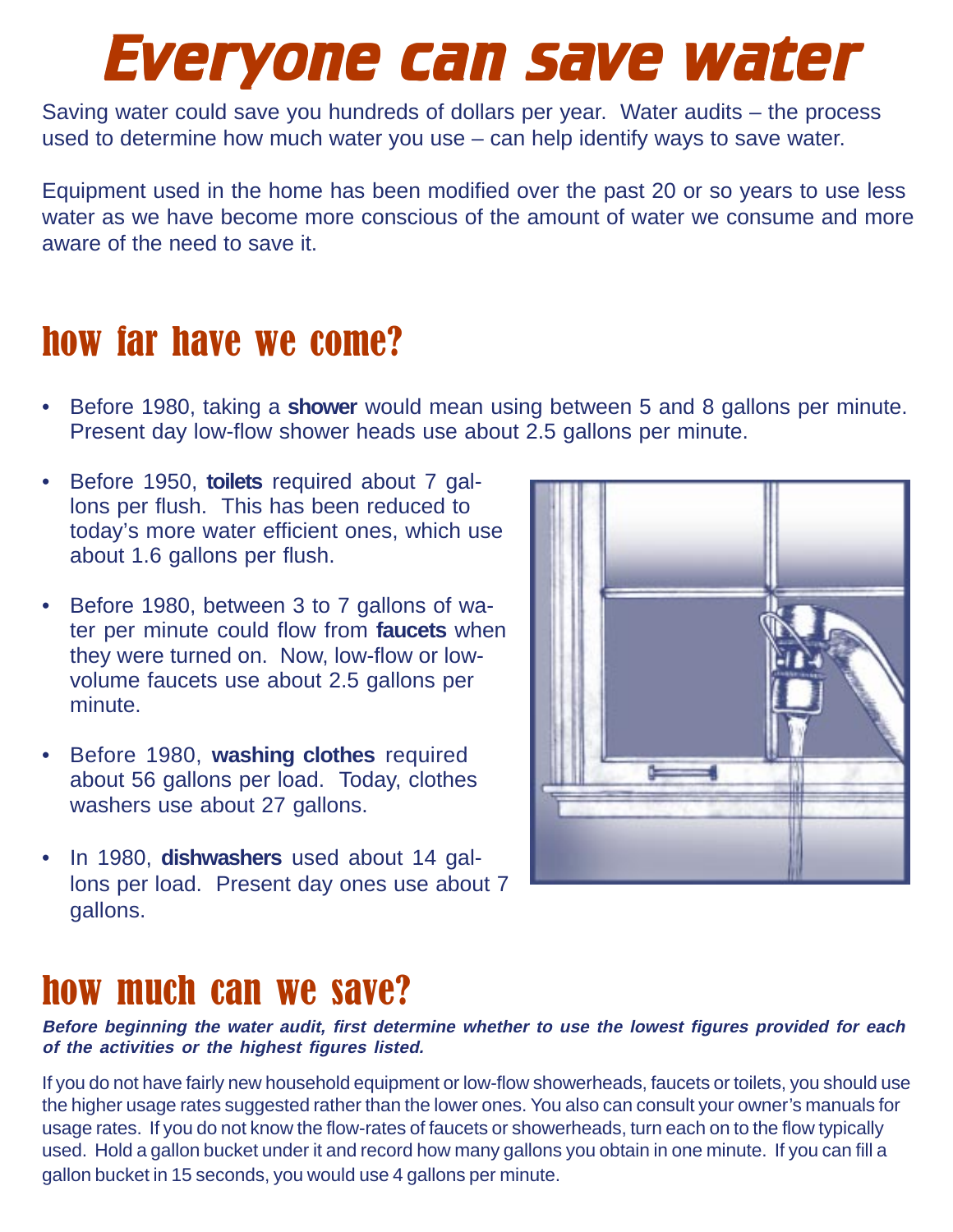# Everyone can save water

Saving water could save you hundreds of dollars per year. Water audits – the process used to determine how much water you use – can help identify ways to save water.

Equipment used in the home has been modified over the past 20 or so years to use less water as we have become more conscious of the amount of water we consume and more aware of the need to save it.

## how far have we come?

- Before 1980, taking a **shower** would mean using between 5 and 8 gallons per minute. Present day low-flow shower heads use about 2.5 gallons per minute.
- Before 1950, **toilets** required about 7 gallons per flush. This has been reduced to today's more water efficient ones, which use about 1.6 gallons per flush.
- Before 1980, between 3 to 7 gallons of water per minute could flow from **faucets** when they were turned on. Now, low-flow or low-volume faucets use about 2.5 gallons per minute.
- Before 1980, **washing clothes** required about 56 gallons per load. Today, clothes washers use about 27 gallons.
- In 1980, **dishwashers** used about 14 gallons per load. Present day ones use about 7 gallons.

## how much can we save?

***Before beginning the water audit, first determine whether to use the lowest figures provided for each of the activities or the highest figures listed.***

If you do not have fairly new household equipment or low-flow showerheads, faucets or toilets, you should use the higher usage rates suggested rather than the lower ones. You also can consult your owner's manuals for usage rates. If you do not know the flow-rates of faucets or showerheads, turn each on to the flow typically used. Hold a gallon bucket under it and record how many gallons you obtain in one minute. If you can fill a gallon bucket in 15 seconds, you would use 4 gallons per minute.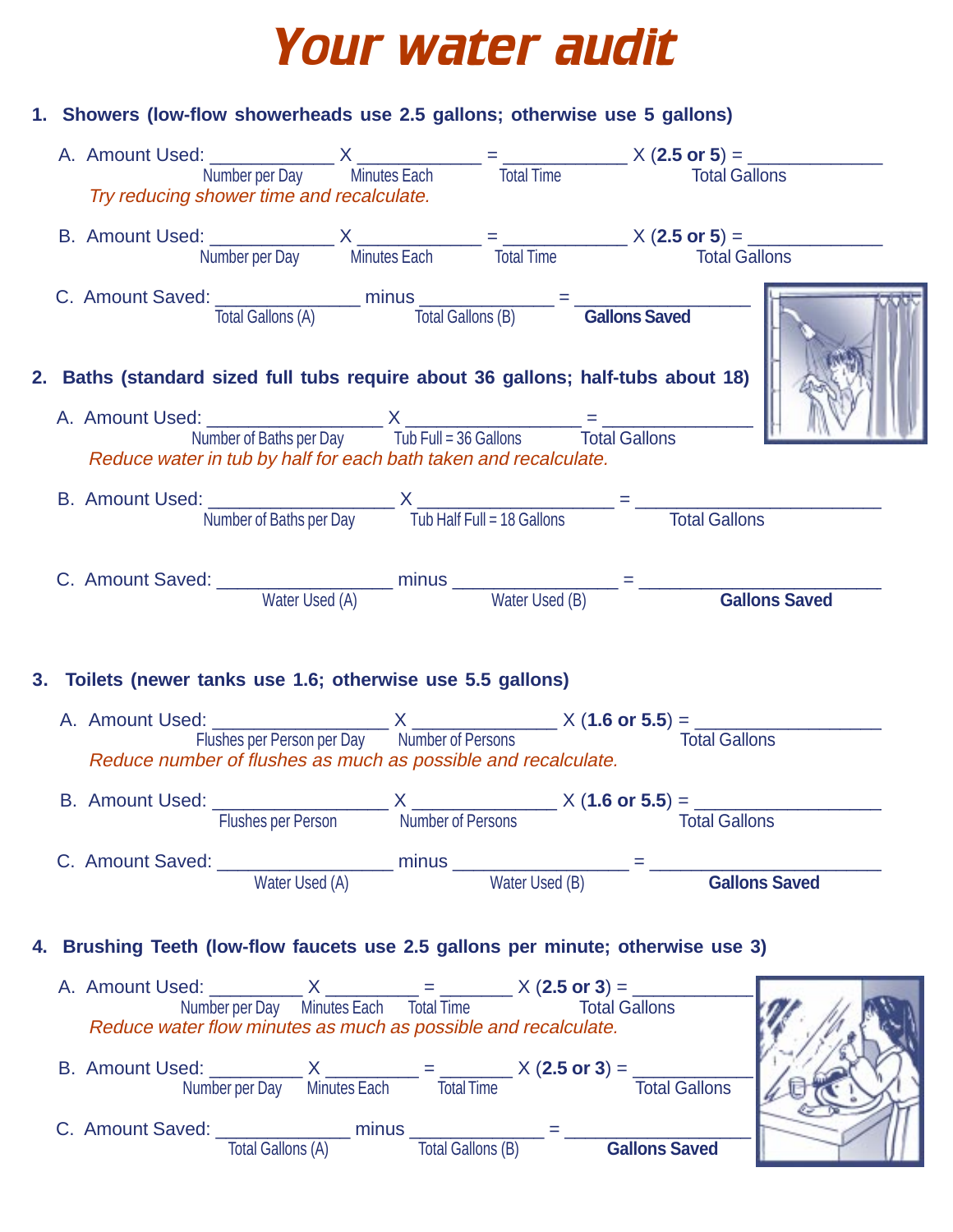# Your water audit

**1. Showers (low-flow showerheads use 2.5 gallons; otherwise use 5 gallons)**

A. Amount Used: ____________ X ____________ = ____________ X (**2.5 or 5**) = ____________
Number per Day — Minutes Each — Total Time — Total Gallons

*Try reducing shower time and recalculate.*

B. Amount Used: ____________ X ____________ = ____________ X (**2.5 or 5**) = ____________
Number per Day — Minutes Each — Total Time — Total Gallons

C. Amount Saved: ____________ minus ____________ = ____________
Total Gallons (A) — Total Gallons (B) — **Gallons Saved**

**2. Baths (standard sized full tubs require about 36 gallons; half-tubs about 18)**

A. Amount Used: ____________ X ____________ = ____________
Number of Baths per Day — Tub Full = 36 Gallons — Total Gallons

*Reduce water in tub by half for each bath taken and recalculate.*

B. Amount Used: ____________ X ____________ = ____________
Number of Baths per Day — Tub Half Full = 18 Gallons — Total Gallons

C. Amount Saved: ____________ minus ____________ = ____________
Water Used (A) — Water Used (B) — **Gallons Saved**

**3. Toilets (newer tanks use 1.6; otherwise use 5.5 gallons)**

A. Amount Used: ____________ X ____________ X (**1.6 or 5.5**) = ____________
Flushes per Person per Day — Number of Persons — Total Gallons

*Reduce number of flushes as much as possible and recalculate.*

B. Amount Used: ____________ X ____________ X (**1.6 or 5.5**) = ____________
Flushes per Person — Number of Persons — Total Gallons

C. Amount Saved: ____________ minus ____________ = ____________
Water Used (A) — Water Used (B) — **Gallons Saved**

**4. Brushing Teeth (low-flow faucets use 2.5 gallons per minute; otherwise use 3)**

A. Amount Used: ____________ X ____________ = ____________ X (**2.5 or 3**) = ____________
Number per Day — Minutes Each — Total Time — Total Gallons

*Reduce water flow minutes as much as possible and recalculate.*

B. Amount Used: ____________ X ____________ = ____________ X (**2.5 or 3**) = ____________
Number per Day — Minutes Each — Total Time — Total Gallons

C. Amount Saved: ____________ minus ____________ = ____________
Total Gallons (A) — Total Gallons (B) — **Gallons Saved**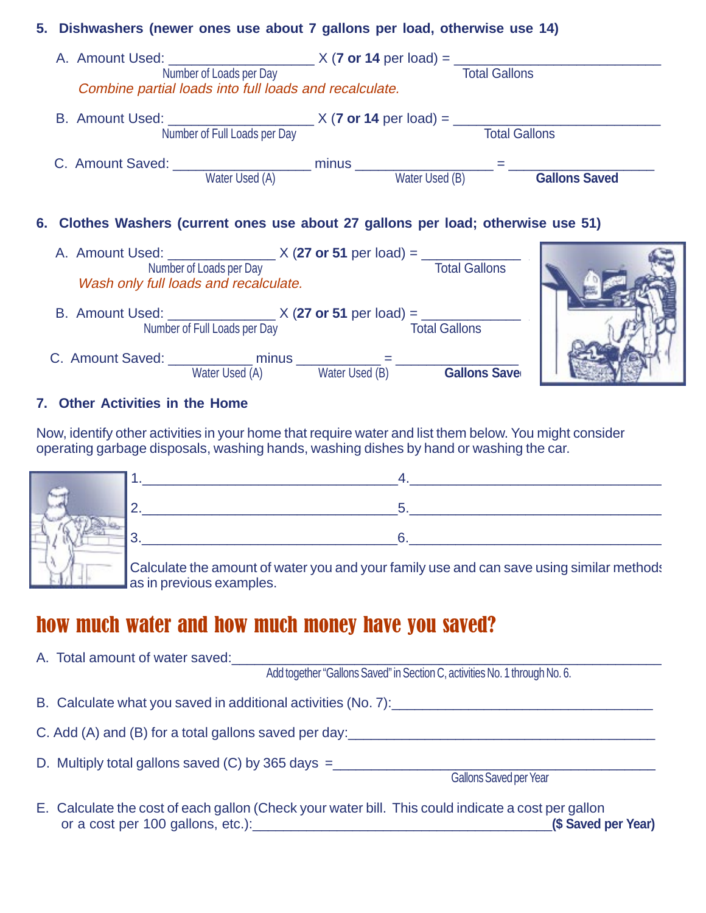## 5. Dishwashers (newer ones use about 7 gallons per load, otherwise use 14)

A. Amount Used: ________________ X (**7 or 14** per load) = ________________________
Number of Loads per Day — Total Gallons

*Combine partial loads into full loads and recalculate.*

B. Amount Used: ________________ X (**7 or 14** per load) = ________________________
Number of Full Loads per Day — Total Gallons

C. Amount Saved: ________________ minus ________________ = ________________
Water Used (A) — Water Used (B) — **Gallons Saved**

## 6. Clothes Washers (current ones use about 27 gallons per load; otherwise use 51)

A. Amount Used: ____________ X (**27 or 51** per load) = ____________
Number of Loads per Day — Total Gallons

*Wash only full loads and recalculate.*

B. Amount Used: ____________ X (**27 or 51** per load) = ____________
Number of Full Loads per Day — Total Gallons

C. Amount Saved: __________ minus __________ = ______________
Water Used (A) — Water Used (B) — **Gallons Saved**

## 7. Other Activities in the Home

Now, identify other activities in your home that require water and list them below. You might consider operating garbage disposals, washing hands, washing dishes by hand or washing the car.

1. ______________________________ 4. ______________________________
2. ______________________________ 5. ______________________________
3. ______________________________ 6. ______________________________

Calculate the amount of water you and your family use and can save using similar methods as in previous examples.

# how much water and how much money have you saved?

A. Total amount of water saved: ________________________________________
Add together "Gallons Saved" in Section C, activities No. 1 through No. 6.

B. Calculate what you saved in additional activities (No. 7): ______________________________

C. Add (A) and (B) for a total gallons saved per day: ______________________________

D. Multiply total gallons saved (C) by 365 days = ______________________________
Gallons Saved per Year

E. Calculate the cost of each gallon (Check your water bill. This could indicate a cost per gallon or a cost per 100 gallons, etc.): ______________________________ **($ Saved per Year)**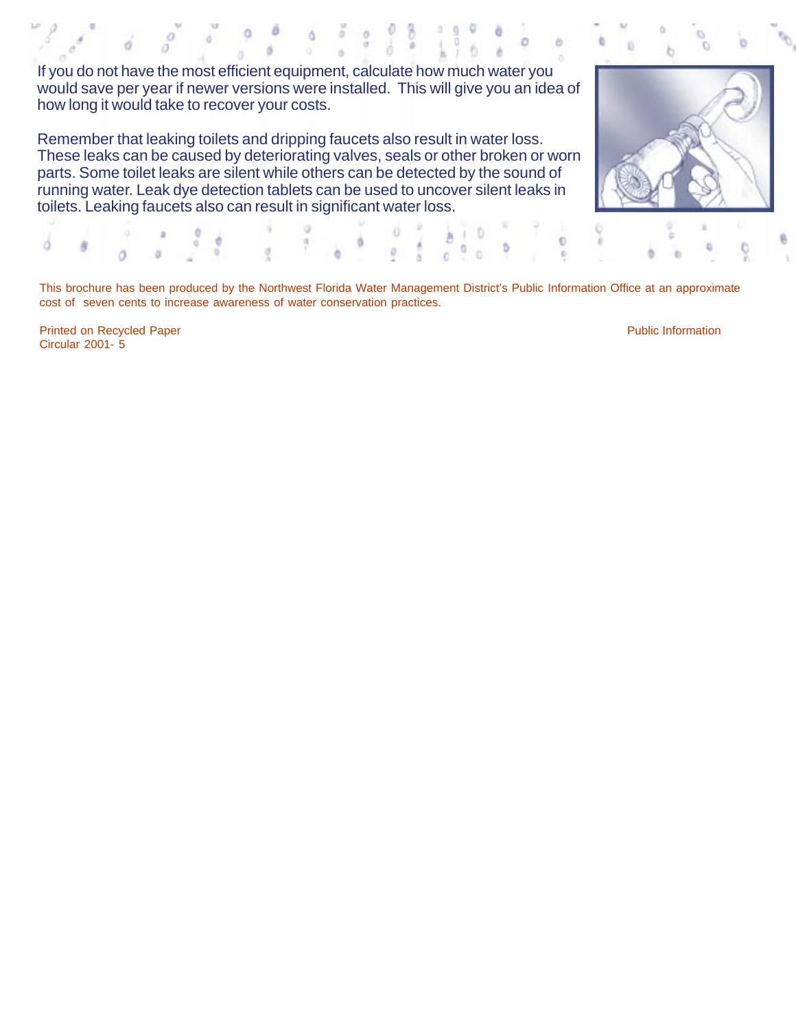If you do not have the most efficient equipment, calculate how much water you would save per year if newer versions were installed. This will give you an idea of how long it would take to recover your costs.

Remember that leaking toilets and dripping faucets also result in water loss. These leaks can be caused by deteriorating valves, seals or other broken or worn parts. Some toilet leaks are silent while others can be detected by the sound of running water. Leak dye detection tablets can be used to uncover silent leaks in toilets. Leaking faucets also can result in significant water loss.

This brochure has been produced by the Northwest Florida Water Management District's Public Information Office at an approximate cost of seven cents to increase awareness of water conservation practices.

Printed on Recycled Paper

Public Information Circular 2001- 5